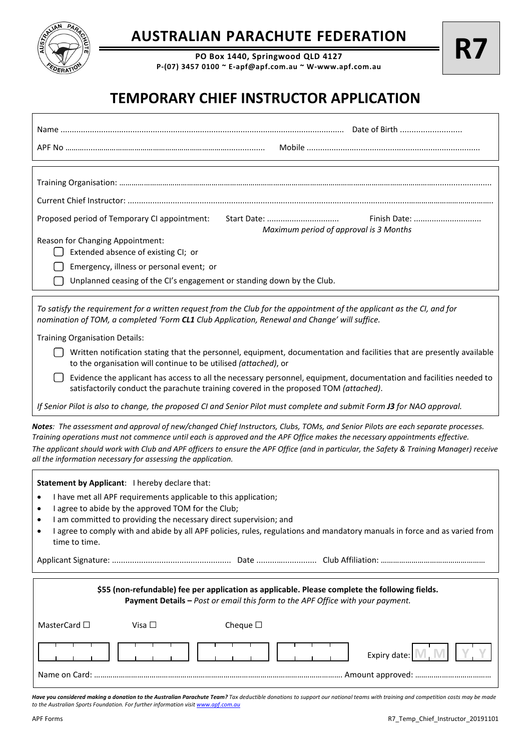# AUSTRALIAN PARACHUTE FEDERATION

**PO Box 1440, Springwood QLD 4127**
**P-(07) 3457 0100 ~ E-apf@apf.com.au ~ W-www.apf.com.au**

**R7**

## TEMPORARY CHIEF INSTRUCTOR APPLICATION

Name .............................................................................................................. Date of Birth ...........................

APF No ………..…………………………………………………………...................... Mobile ............................................................................

Training Organisation: …………………………………………………………………………………………………………………………………………………..................

Current Chief Instructor: ……………………………………………………………………………………………………………………………………………………………….

Proposed period of Temporary CI appointment: Start Date: ................................ Finish Date: ..............................
*Maximum period of approval is 3 Months*

Reason for Changing Appointment:

- ☐ Extended absence of existing CI; or
- ☐ Emergency, illness or personal event; or
- ☐ Unplanned ceasing of the CI's engagement or standing down by the Club.

*To satisfy the requirement for a written request from the Club for the appointment of the applicant as the CI, and for nomination of TOM, a completed 'Form **CL1** Club Application, Renewal and Change' will suffice.*

Training Organisation Details:

- ☐ Written notification stating that the personnel, equipment, documentation and facilities that are presently available to the organisation will continue to be utilised *(attached)*, or
- ☐ Evidence the applicant has access to all the necessary personnel, equipment, documentation and facilities needed to satisfactorily conduct the parachute training covered in the proposed TOM *(attached)*.

*If Senior Pilot is also to change, the proposed CI and Senior Pilot must complete and submit Form **J3** for NAO approval.*

***Notes**: The assessment and approval of new/changed Chief Instructors, Clubs, TOMs, and Senior Pilots are each separate processes. Training operations must not commence until each is approved and the APF Office makes the necessary appointments effective.*
*The applicant should work with Club and APF officers to ensure the APF Office (and in particular, the Safety & Training Manager) receive all the information necessary for assessing the application.*

**Statement by Applicant**: I hereby declare that:

- I have met all APF requirements applicable to this application;
- I agree to abide by the approved TOM for the Club;
- I am committed to providing the necessary direct supervision; and
- I agree to comply with and abide by all APF policies, rules, regulations and mandatory manuals in force and as varied from time to time.

Applicant Signature: ..................................................... Date ........................... Club Affiliation: ……………………………………………

**$55 (non-refundable) fee per application as applicable. Please complete the following fields.**
**Payment Details –** *Post or email this form to the APF Office with your payment.*

MasterCard ☐ Visa ☐ Cheque ☐

| | | | | Expiry date: MM YY |
|---|---|---|---|---|

Name on Card: …………………………………………………………………………………………………………… Amount approved: ………………………………

***Have you considered making a donation to the Australian Parachute Team?*** *Tax deductible donations to support our national teams with training and competition costs may be made to the Australian Sports Foundation. For further information visit www.apf.com.au*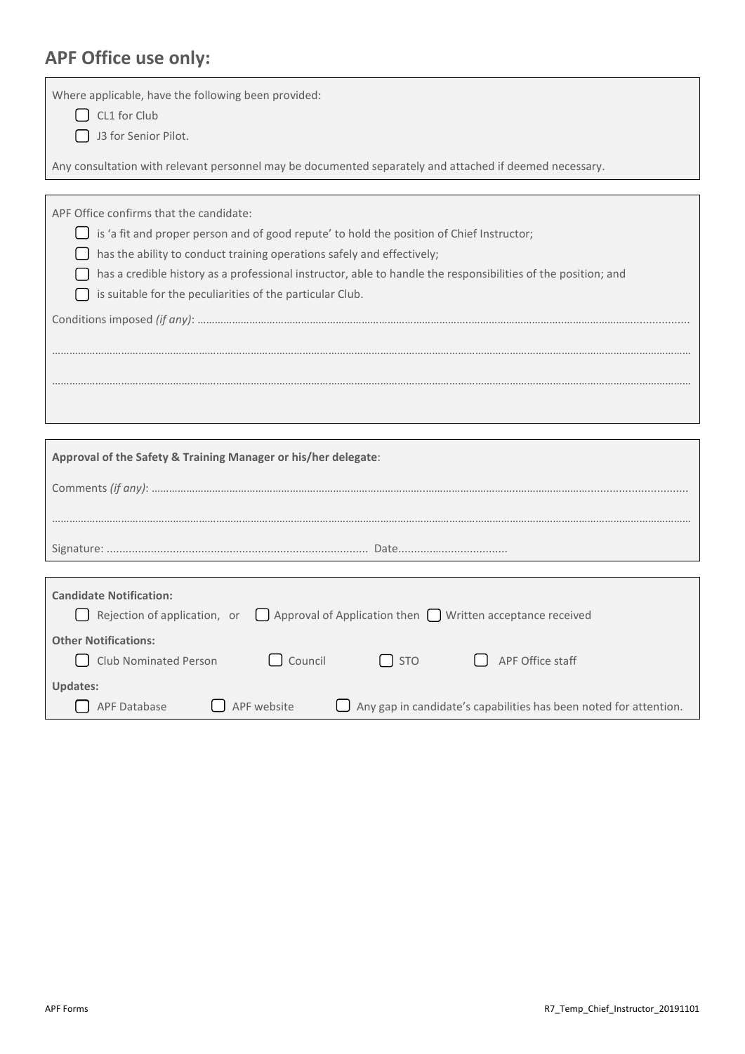## APF Office use only:

Where applicable, have the following been provided:

- ☐ CL1 for Club
- ☐ J3 for Senior Pilot.

Any consultation with relevant personnel may be documented separately and attached if deemed necessary.

APF Office confirms that the candidate:

- ☐ is 'a fit and proper person and of good repute' to hold the position of Chief Instructor;
- ☐ has the ability to conduct training operations safely and effectively;
- ☐ has a credible history as a professional instructor, able to handle the responsibilities of the position; and
- ☐ is suitable for the peculiarities of the particular Club.

Conditions imposed *(if any)*: ……………………………………………………………………………………………………………………………………………

……………………………………………………………………………………………………………………………………………………………………………

……………………………………………………………………………………………………………………………………………………………………………

**Approval of the Safety & Training Manager or his/her delegate**:

Comments *(if any)*: ……………………………………………………………………………………………………………………………………………

……………………………………………………………………………………………………………………………………………………………………………

Signature: ..................................................................................... Date...................................

**Candidate Notification:**

☐ Rejection of application, or ☐ Approval of Application then ☐ Written acceptance received

**Other Notifications:**

☐ Club Nominated Person ☐ Council ☐ STO ☐ APF Office staff

**Updates:**

☐ APF Database ☐ APF website ☐ Any gap in candidate's capabilities has been noted for attention.